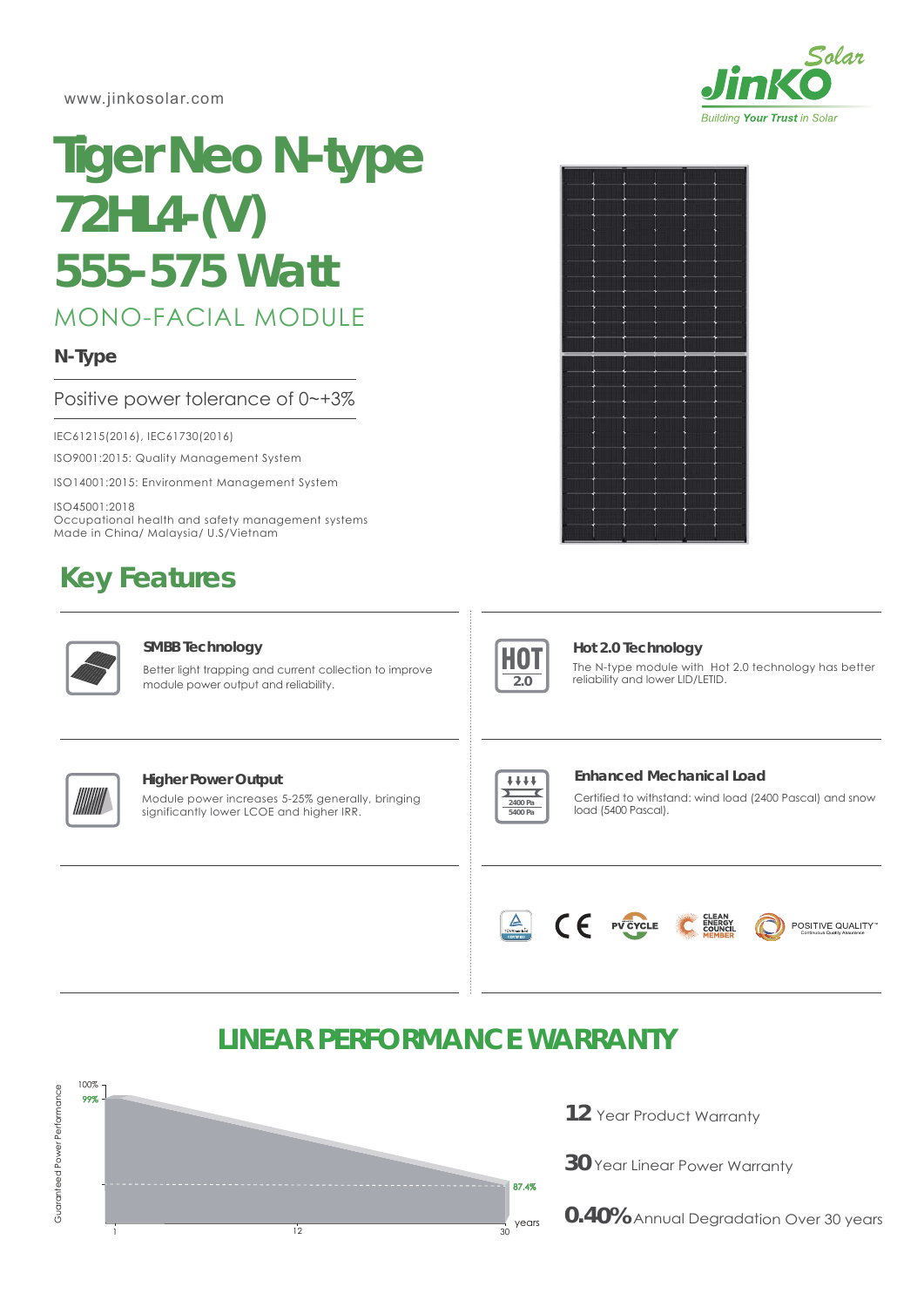www.jinkosolar.com

JinKO Solar
*Building Your Trust in Solar*

# Tiger Neo N-type 72HL4-(V) 555-575 Watt

## MONO-FACIAL MODULE

**N-Type**

Positive power tolerance of 0~+3%

IEC61215(2016), IEC61730(2016)

ISO9001:2015: Quality Management System

ISO14001:2015: Environment Management System

ISO45001:2018
Occupational health and safety management systems
Made in China/ Malaysia/ U.S/Vietnam

## Key Features

### SMBB Technology

Better light trapping and current collection to improve module power output and reliability.

### Hot 2.0 Technology

The N-type module with Hot 2.0 technology has better reliability and lower LID/LETID.

### Higher Power Output

Module power increases 5-25% generally, bringing significantly lower LCOE and higher IRR.

### Enhanced Mechanical Load

Certified to withstand: wind load (2400 Pascal) and snow load (5400 Pascal).

## LINEAR PERFORMANCE WARRANTY

Guaranteed Power Performance: 100%, 99% (year 1) → 87.4% (year 30); years axis: 1, 12, 30

**12** Year Product Warranty

**30** Year Linear Power Warranty

**0.40%** Annual Degradation Over 30 years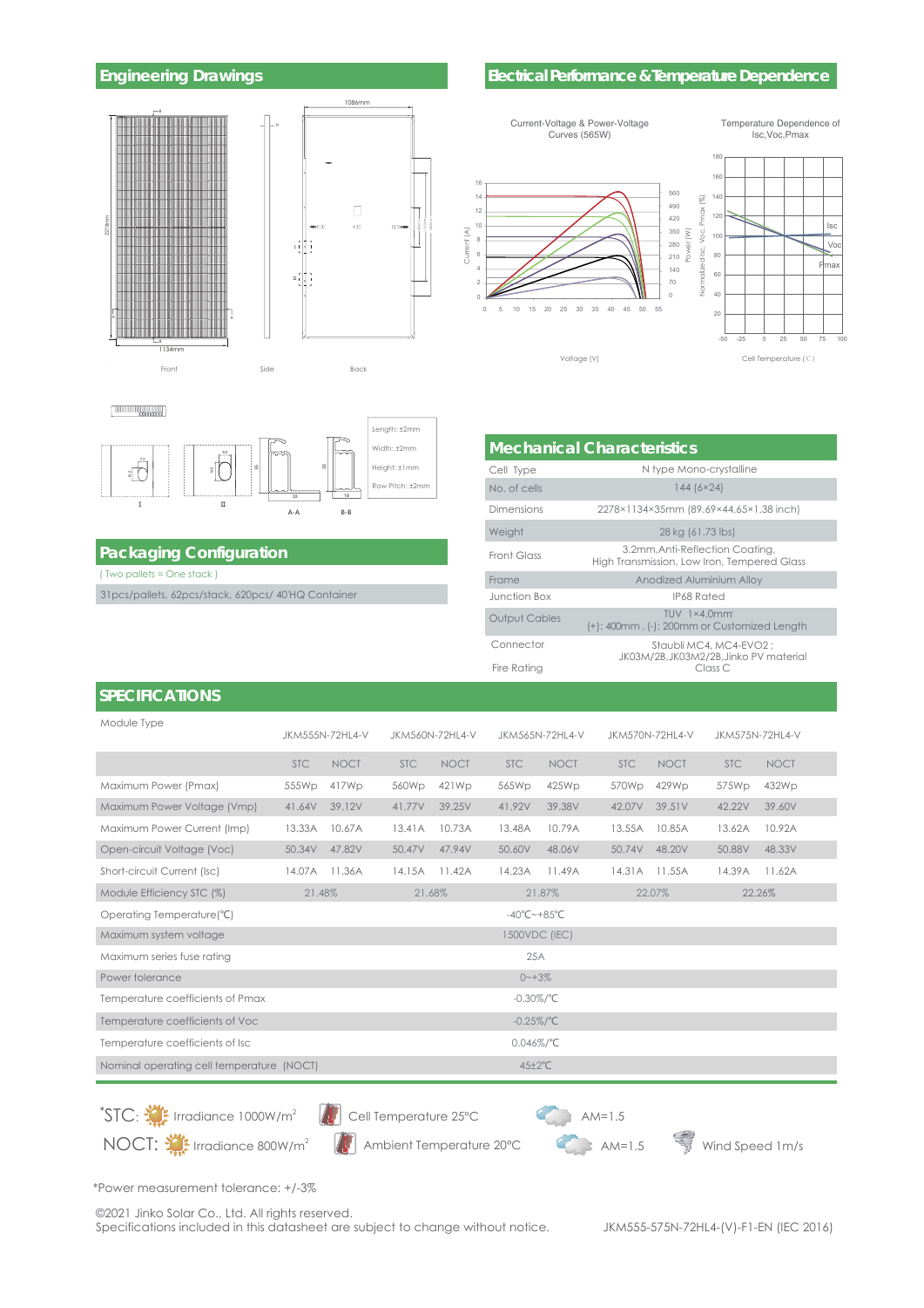## Engineering Drawings

1086mm

2278mm

1134mm

Front

Side

Back

Length: ±2mm

Width: ±2mm

Height: ±1mm

Row Pitch: ±2mm

I

II

A-A

B-B

## Electrical Performance & Temperature Dependence

Current-Voltage & Power-Voltage Curves (565W)

Current (A)

0
2
4
6
8
10
12
14
16

Power (W)

0
70
140
210
280
350
420
490
560

0 5 10 15 20 25 30 35 40 45 50 55

Voltage (V)

Temperature Dependence of Isc,Voc,Pmax

Normalized Isc, Voc, Pmax (%)

20
40
60
80
100
120
140
160
180

-50 -25 0 25 50 75 100

Isc

Voc

Pmax

Cell Temperature (℃)

## Packaging Configuration

( Two pallets = One stack )

31pcs/pallets, 62pcs/stack, 620pcs/ 40'HQ Container

## Mechanical Characteristics

| | |
|---|---|
| Cell Type | N type Mono-crystalline |
| No. of cells | 144 (6×24) |
| Dimensions | 2278×1134×35mm (89.69×44.65×1.38 inch) |
| Weight | 28 kg (61.73 lbs) |
| Front Glass | 3.2mm,Anti-Reflection Coating, High Transmission, Low Iron, Tempered Glass |
| Frame | Anodized Aluminium Alloy |
| Junction Box | IP68 Rated |
| Output Cables | TUV 1×4.0mm² (+): 400mm , (-): 200mm or Customized Length |
| Connector | Staubli MC4, MC4-EVO2 ; JK03M/2B,JK03M2/2B,Jinko PV material |
| Fire Rating | Class C |

## SPECIFICATIONS

| Module Type | JKM555N-72HL4-V | | JKM560N-72HL4-V | | JKM565N-72HL4-V | | JKM570N-72HL4-V | | JKM575N-72HL4-V | |
|---|---|---|---|---|---|---|---|---|---|---|
| | STC | NOCT | STC | NOCT | STC | NOCT | STC | NOCT | STC | NOCT |
| Maximum Power (Pmax) | 555Wp | 417Wp | 560Wp | 421Wp | 565Wp | 425Wp | 570Wp | 429Wp | 575Wp | 432Wp |
| Maximum Power Voltage (Vmp) | 41.64V | 39.12V | 41.77V | 39.25V | 41.92V | 39.38V | 42.07V | 39.51V | 42.22V | 39.60V |
| Maximum Power Current (Imp) | 13.33A | 10.67A | 13.41A | 10.73A | 13.48A | 10.79A | 13.55A | 10.85A | 13.62A | 10.92A |
| Open-circuit Voltage (Voc) | 50.34V | 47.82V | 50.47V | 47.94V | 50.60V | 48.06V | 50.74V | 48.20V | 50.88V | 48.33V |
| Short-circuit Current (Isc) | 14.07A | 11.36A | 14.15A | 11.42A | 14.23A | 11.49A | 14.31A | 11.55A | 14.39A | 11.62A |
| Module Efficiency STC (%) | 21.48% | | 21.68% | | 21.87% | | 22.07% | | 22.26% | |
| Operating Temperature(℃) | -40℃~+85℃ | | | | | | | | | |
| Maximum system voltage | 1500VDC (IEC) | | | | | | | | | |
| Maximum series fuse rating | 25A | | | | | | | | | |
| Power tolerance | 0~+3% | | | | | | | | | |
| Temperature coefficients of Pmax | -0.30%/℃ | | | | | | | | | |
| Temperature coefficients of Voc | -0.25%/℃ | | | | | | | | | |
| Temperature coefficients of Isc | 0.046%/℃ | | | | | | | | | |
| Nominal operating cell temperature (NOCT) | 45±2℃ | | | | | | | | | |

*STC: Irradiance 1000W/m² Cell Temperature 25°C AM=1.5

NOCT: Irradiance 800W/m² Ambient Temperature 20°C AM=1.5 Wind Speed 1m/s

*Power measurement tolerance: +/-3%

©2021 Jinko Solar Co., Ltd. All rights reserved.
Specifications included in this datasheet are subject to change without notice.

JKM555-575N-72HL4-(V)-F1-EN (IEC 2016)